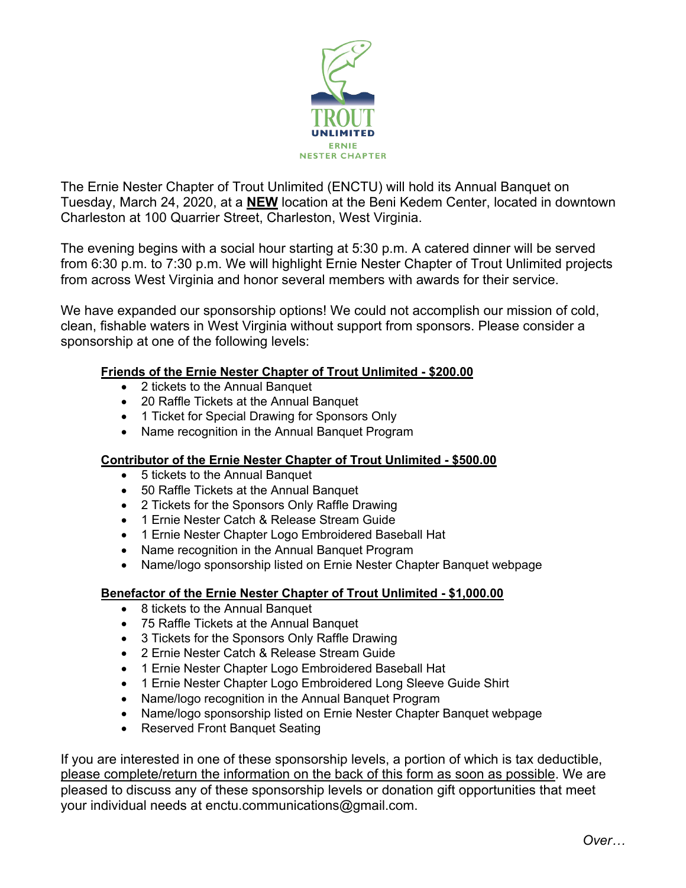TROUT UNLIMITED

ERNIE NESTER CHAPTER

The Ernie Nester Chapter of Trout Unlimited (ENCTU) will hold its Annual Banquet on Tuesday, March 24, 2020, at a **NEW** location at the Beni Kedem Center, located in downtown Charleston at 100 Quarrier Street, Charleston, West Virginia.

The evening begins with a social hour starting at 5:30 p.m. A catered dinner will be served from 6:30 p.m. to 7:30 p.m. We will highlight Ernie Nester Chapter of Trout Unlimited projects from across West Virginia and honor several members with awards for their service.

We have expanded our sponsorship options! We could not accomplish our mission of cold, clean, fishable waters in West Virginia without support from sponsors. Please consider a sponsorship at one of the following levels:

**Friends of the Ernie Nester Chapter of Trout Unlimited - $200.00**

- 2 tickets to the Annual Banquet
- 20 Raffle Tickets at the Annual Banquet
- 1 Ticket for Special Drawing for Sponsors Only
- Name recognition in the Annual Banquet Program

**Contributor of the Ernie Nester Chapter of Trout Unlimited - $500.00**

- 5 tickets to the Annual Banquet
- 50 Raffle Tickets at the Annual Banquet
- 2 Tickets for the Sponsors Only Raffle Drawing
- 1 Ernie Nester Catch & Release Stream Guide
- 1 Ernie Nester Chapter Logo Embroidered Baseball Hat
- Name recognition in the Annual Banquet Program
- Name/logo sponsorship listed on Ernie Nester Chapter Banquet webpage

**Benefactor of the Ernie Nester Chapter of Trout Unlimited - $1,000.00**

- 8 tickets to the Annual Banquet
- 75 Raffle Tickets at the Annual Banquet
- 3 Tickets for the Sponsors Only Raffle Drawing
- 2 Ernie Nester Catch & Release Stream Guide
- 1 Ernie Nester Chapter Logo Embroidered Baseball Hat
- 1 Ernie Nester Chapter Logo Embroidered Long Sleeve Guide Shirt
- Name/logo recognition in the Annual Banquet Program
- Name/logo sponsorship listed on Ernie Nester Chapter Banquet webpage
- Reserved Front Banquet Seating

If you are interested in one of these sponsorship levels, a portion of which is tax deductible, please complete/return the information on the back of this form as soon as possible. We are pleased to discuss any of these sponsorship levels or donation gift opportunities that meet your individual needs at enctu.communications@gmail.com.

*Over…*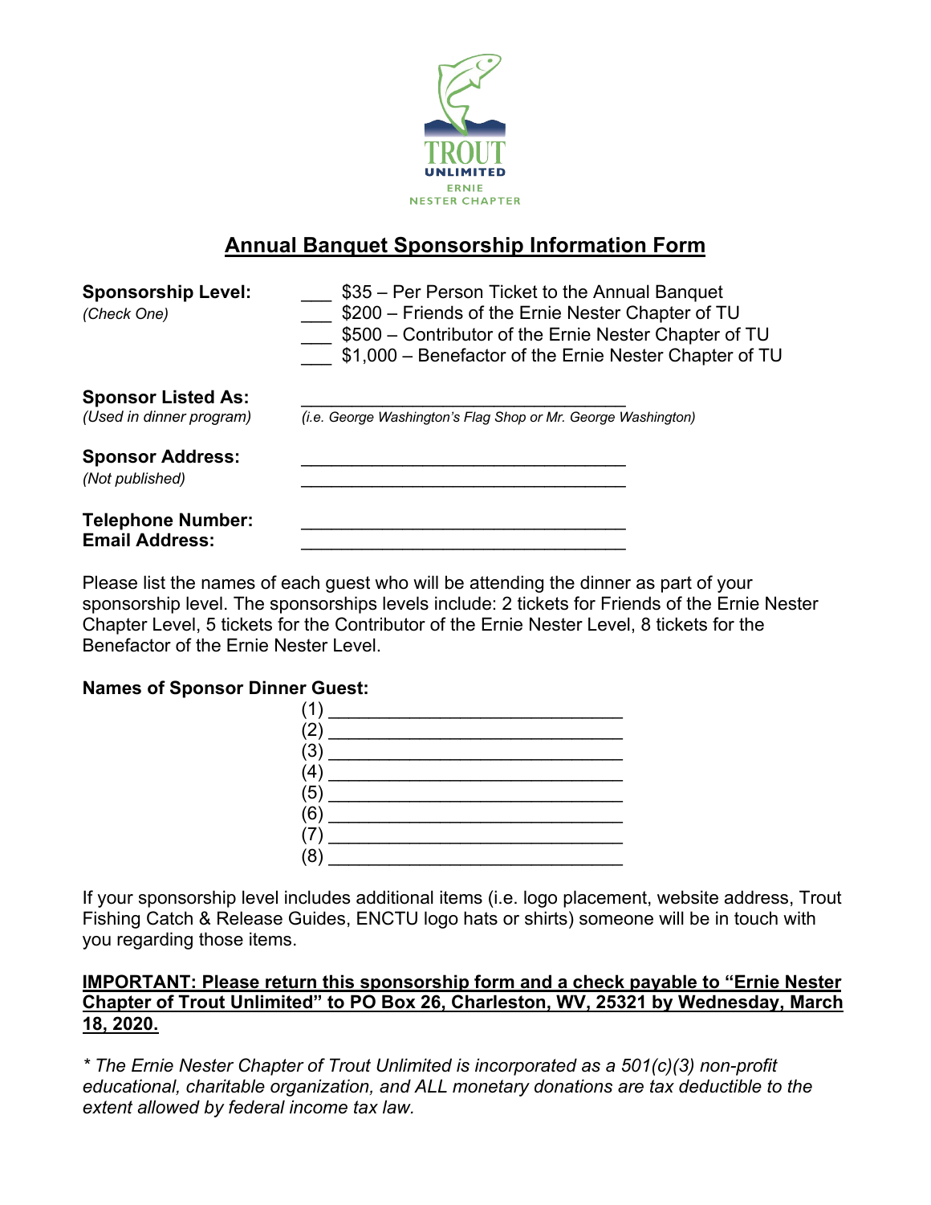TROUT UNLIMITED
ERNIE NESTER CHAPTER

# Annual Banquet Sponsorship Information Form

**Sponsorship Level:**
*(Check One)*

___ $35 – Per Person Ticket to the Annual Banquet
___ $200 – Friends of the Ernie Nester Chapter of TU
___ $500 – Contributor of the Ernie Nester Chapter of TU
___ $1,000 – Benefactor of the Ernie Nester Chapter of TU

**Sponsor Listed As:** ________________________________
*(Used in dinner program)* *(i.e. George Washington's Flag Shop or Mr. George Washington)*

**Sponsor Address:** ________________________________
*(Not published)* ________________________________

**Telephone Number:** ________________________________
**Email Address:** ________________________________

Please list the names of each guest who will be attending the dinner as part of your sponsorship level. The sponsorships levels include: 2 tickets for Friends of the Ernie Nester Chapter Level, 5 tickets for the Contributor of the Ernie Nester Level, 8 tickets for the Benefactor of the Ernie Nester Level.

**Names of Sponsor Dinner Guest:**

(1) ____________________________
(2) ____________________________
(3) ____________________________
(4) ____________________________
(5) ____________________________
(6) ____________________________
(7) ____________________________
(8) ____________________________

If your sponsorship level includes additional items (i.e. logo placement, website address, Trout Fishing Catch & Release Guides, ENCTU logo hats or shirts) someone will be in touch with you regarding those items.

**IMPORTANT: Please return this sponsorship form and a check payable to "Ernie Nester Chapter of Trout Unlimited" to PO Box 26, Charleston, WV, 25321 by Wednesday, March 18, 2020.**

*\* The Ernie Nester Chapter of Trout Unlimited is incorporated as a 501(c)(3) non-profit educational, charitable organization, and ALL monetary donations are tax deductible to the extent allowed by federal income tax law.*